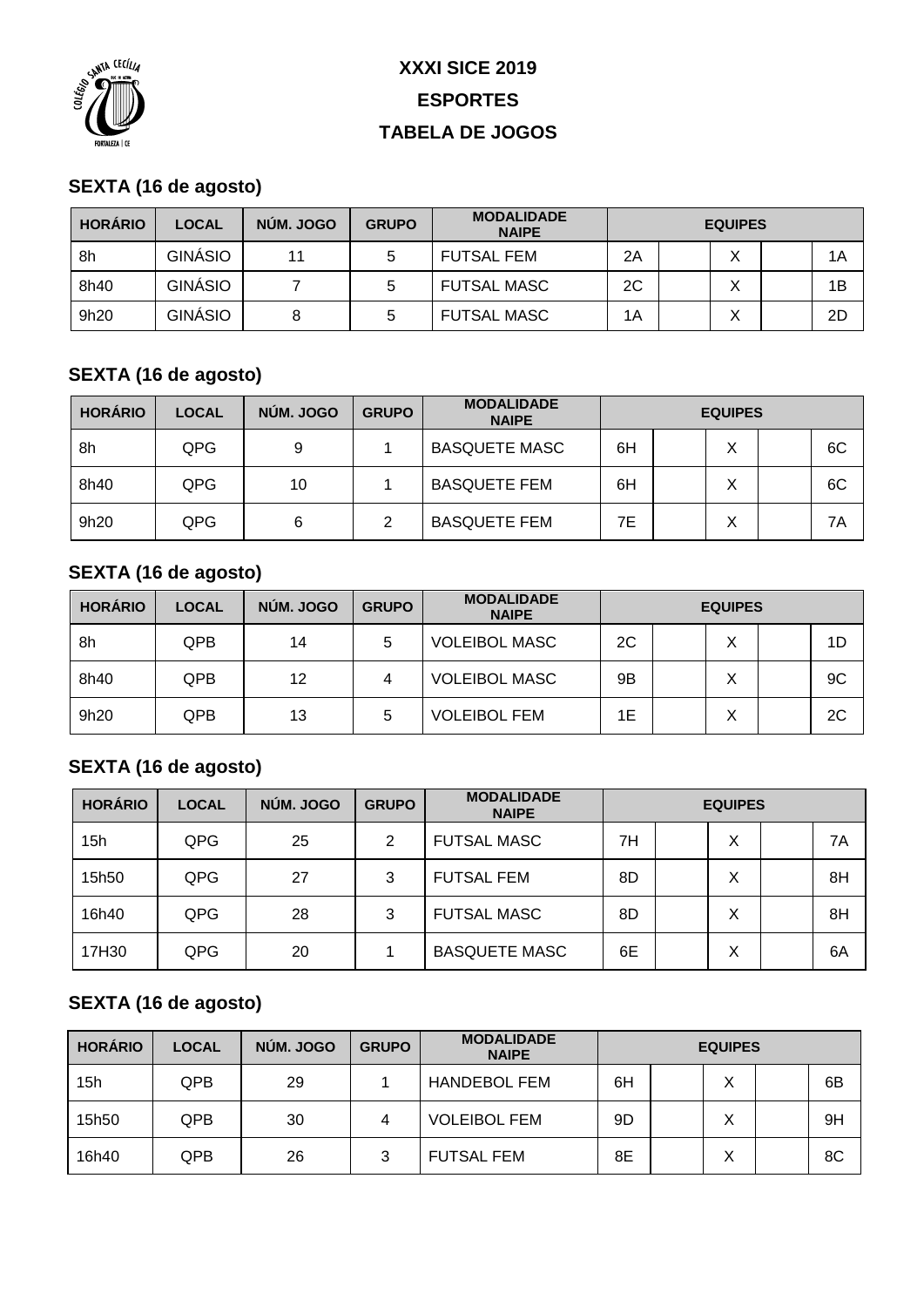# XXXI SICE 2019

## ESPORTES

## TABELA DE JOGOS

### SEXTA (16 de agosto)

| HORÁRIO | LOCAL | NÚM. JOGO | GRUPO | MODALIDADE NAIPE | EQUIPES | | | | |
|---|---|---|---|---|---|---|---|---|---|
| 8h | GINÁSIO | 11 | 5 | FUTSAL FEM | 2A | | X | | 1A |
| 8h40 | GINÁSIO | 7 | 5 | FUTSAL MASC | 2C | | X | | 1B |
| 9h20 | GINÁSIO | 8 | 5 | FUTSAL MASC | 1A | | X | | 2D |

### SEXTA (16 de agosto)

| HORÁRIO | LOCAL | NÚM. JOGO | GRUPO | MODALIDADE NAIPE | EQUIPES | | | | |
|---|---|---|---|---|---|---|---|---|---|
| 8h | QPG | 9 | 1 | BASQUETE MASC | 6H | | X | | 6C |
| 8h40 | QPG | 10 | 1 | BASQUETE FEM | 6H | | X | | 6C |
| 9h20 | QPG | 6 | 2 | BASQUETE FEM | 7E | | X | | 7A |

### SEXTA (16 de agosto)

| HORÁRIO | LOCAL | NÚM. JOGO | GRUPO | MODALIDADE NAIPE | EQUIPES | | | | |
|---|---|---|---|---|---|---|---|---|---|
| 8h | QPB | 14 | 5 | VOLEIBOL MASC | 2C | | X | | 1D |
| 8h40 | QPB | 12 | 4 | VOLEIBOL MASC | 9B | | X | | 9C |
| 9h20 | QPB | 13 | 5 | VOLEIBOL FEM | 1E | | X | | 2C |

### SEXTA (16 de agosto)

| HORÁRIO | LOCAL | NÚM. JOGO | GRUPO | MODALIDADE NAIPE | EQUIPES | | | | |
|---|---|---|---|---|---|---|---|---|---|
| 15h | QPG | 25 | 2 | FUTSAL MASC | 7H | | X | | 7A |
| 15h50 | QPG | 27 | 3 | FUTSAL FEM | 8D | | X | | 8H |
| 16h40 | QPG | 28 | 3 | FUTSAL MASC | 8D | | X | | 8H |
| 17H30 | QPG | 20 | 1 | BASQUETE MASC | 6E | | X | | 6A |

### SEXTA (16 de agosto)

| HORÁRIO | LOCAL | NÚM. JOGO | GRUPO | MODALIDADE NAIPE | EQUIPES | | | | |
|---|---|---|---|---|---|---|---|---|---|
| 15h | QPB | 29 | 1 | HANDEBOL FEM | 6H | | X | | 6B |
| 15h50 | QPB | 30 | 4 | VOLEIBOL FEM | 9D | | X | | 9H |
| 16h40 | QPB | 26 | 3 | FUTSAL FEM | 8E | | X | | 8C |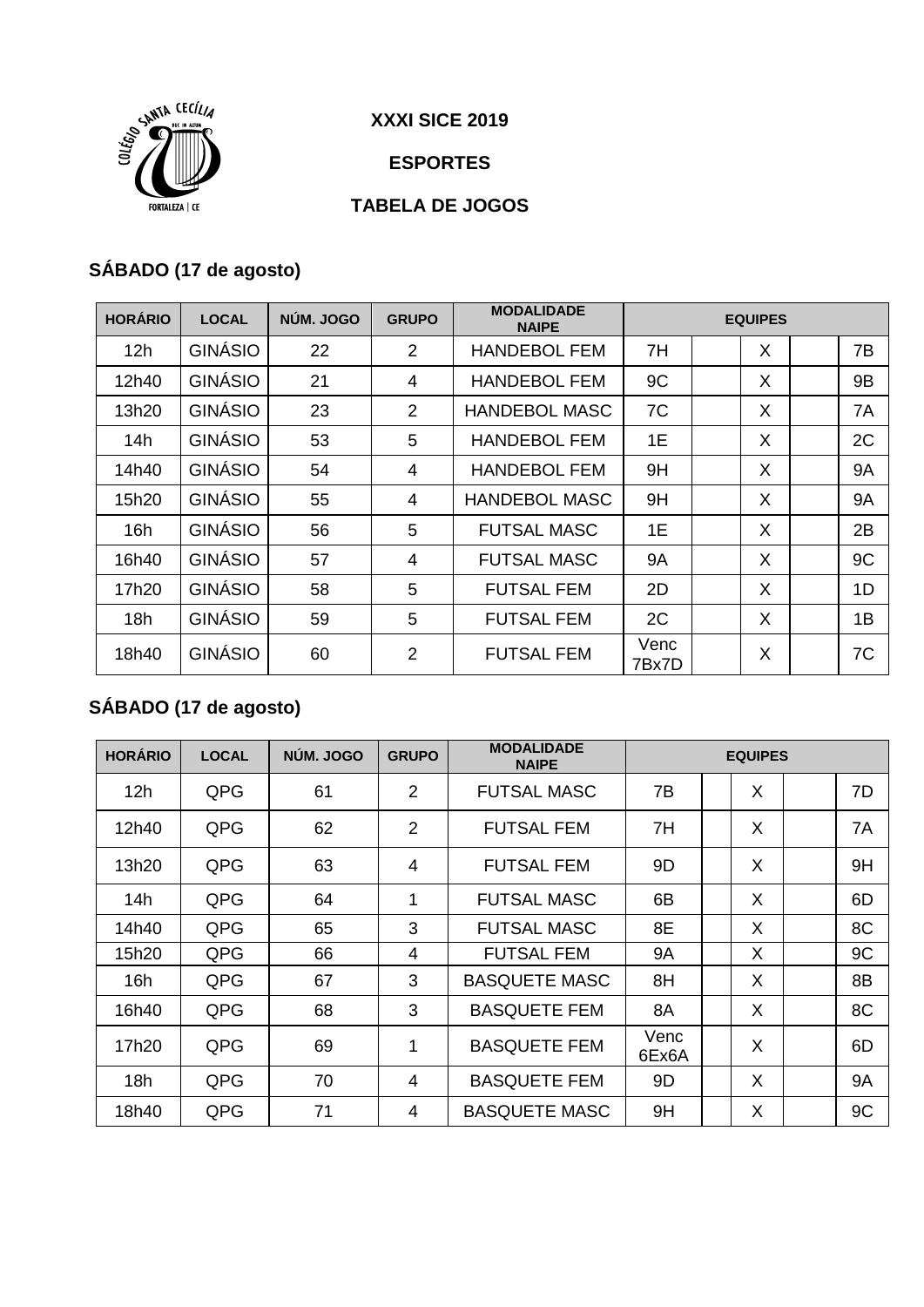**XXXI SICE 2019**

**ESPORTES**

**TABELA DE JOGOS**

## SÁBADO (17 de agosto)

| HORÁRIO | LOCAL | NÚM. JOGO | GRUPO | MODALIDADE NAIPE | EQUIPES | | | | |
|---|---|---|---|---|---|---|---|---|---|
| 12h | GINÁSIO | 22 | 2 | HANDEBOL FEM | 7H | | X | | 7B |
| 12h40 | GINÁSIO | 21 | 4 | HANDEBOL FEM | 9C | | X | | 9B |
| 13h20 | GINÁSIO | 23 | 2 | HANDEBOL MASC | 7C | | X | | 7A |
| 14h | GINÁSIO | 53 | 5 | HANDEBOL FEM | 1E | | X | | 2C |
| 14h40 | GINÁSIO | 54 | 4 | HANDEBOL FEM | 9H | | X | | 9A |
| 15h20 | GINÁSIO | 55 | 4 | HANDEBOL MASC | 9H | | X | | 9A |
| 16h | GINÁSIO | 56 | 5 | FUTSAL MASC | 1E | | X | | 2B |
| 16h40 | GINÁSIO | 57 | 4 | FUTSAL MASC | 9A | | X | | 9C |
| 17h20 | GINÁSIO | 58 | 5 | FUTSAL FEM | 2D | | X | | 1D |
| 18h | GINÁSIO | 59 | 5 | FUTSAL FEM | 2C | | X | | 1B |
| 18h40 | GINÁSIO | 60 | 2 | FUTSAL FEM | Venc 7Bx7D | | X | | 7C |

## SÁBADO (17 de agosto)

| HORÁRIO | LOCAL | NÚM. JOGO | GRUPO | MODALIDADE NAIPE | EQUIPES | | | | |
|---|---|---|---|---|---|---|---|---|---|
| 12h | QPG | 61 | 2 | FUTSAL MASC | 7B | | X | | 7D |
| 12h40 | QPG | 62 | 2 | FUTSAL FEM | 7H | | X | | 7A |
| 13h20 | QPG | 63 | 4 | FUTSAL FEM | 9D | | X | | 9H |
| 14h | QPG | 64 | 1 | FUTSAL MASC | 6B | | X | | 6D |
| 14h40 | QPG | 65 | 3 | FUTSAL MASC | 8E | | X | | 8C |
| 15h20 | QPG | 66 | 4 | FUTSAL FEM | 9A | | X | | 9C |
| 16h | QPG | 67 | 3 | BASQUETE MASC | 8H | | X | | 8B |
| 16h40 | QPG | 68 | 3 | BASQUETE FEM | 8A | | X | | 8C |
| 17h20 | QPG | 69 | 1 | BASQUETE FEM | Venc 6Ex6A | | X | | 6D |
| 18h | QPG | 70 | 4 | BASQUETE FEM | 9D | | X | | 9A |
| 18h40 | QPG | 71 | 4 | BASQUETE MASC | 9H | | X | | 9C |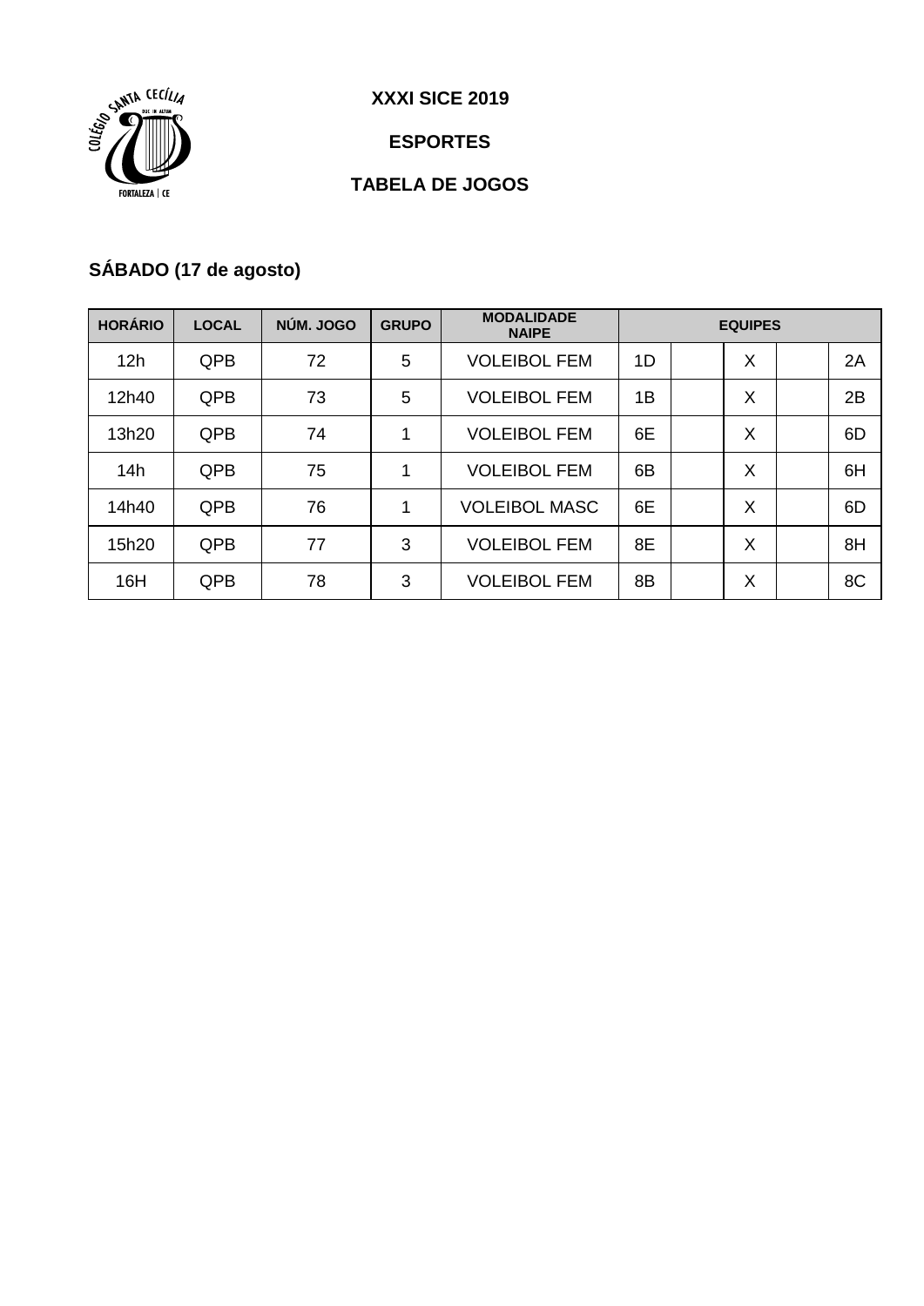**XXXI SICE 2019**

**ESPORTES**

**TABELA DE JOGOS**

## SÁBADO (17 de agosto)

| HORÁRIO | LOCAL | NÚM. JOGO | GRUPO | MODALIDADE NAIPE | EQUIPES | | | | |
|---|---|---|---|---|---|---|---|---|---|
| 12h | QPB | 72 | 5 | VOLEIBOL FEM | 1D | | X | | 2A |
| 12h40 | QPB | 73 | 5 | VOLEIBOL FEM | 1B | | X | | 2B |
| 13h20 | QPB | 74 | 1 | VOLEIBOL FEM | 6E | | X | | 6D |
| 14h | QPB | 75 | 1 | VOLEIBOL FEM | 6B | | X | | 6H |
| 14h40 | QPB | 76 | 1 | VOLEIBOL MASC | 6E | | X | | 6D |
| 15h20 | QPB | 77 | 3 | VOLEIBOL FEM | 8E | | X | | 8H |
| 16H | QPB | 78 | 3 | VOLEIBOL FEM | 8B | | X | | 8C |